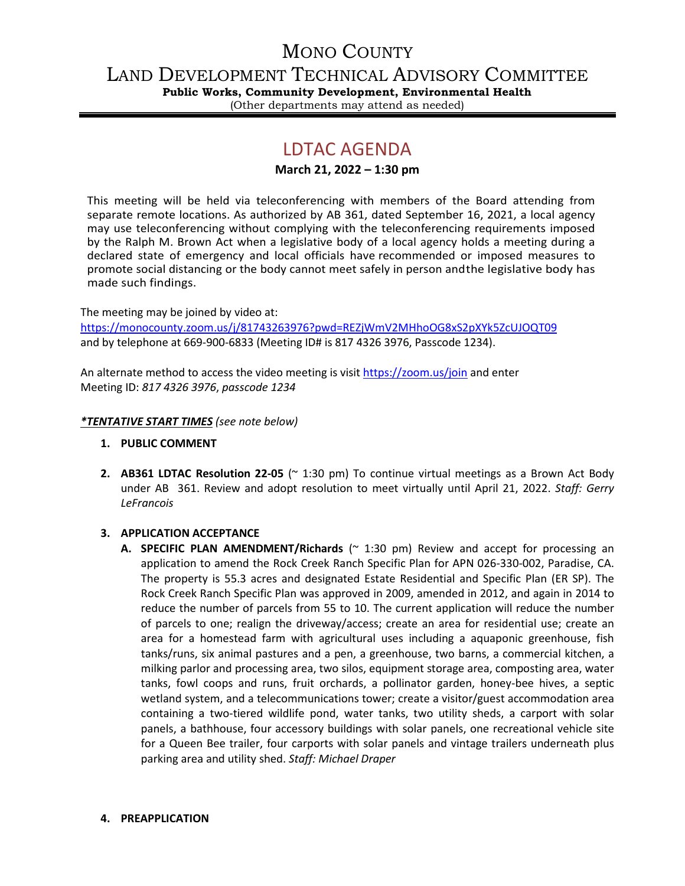# MONO COUNTY
# LAND DEVELOPMENT TECHNICAL ADVISORY COMMITTEE

**Public Works, Community Development, Environmental Health**
(Other departments may attend as needed)

## LDTAC AGENDA

**March 21, 2022 – 1:30 pm**

This meeting will be held via teleconferencing with members of the Board attending from separate remote locations. As authorized by AB 361, dated September 16, 2021, a local agency may use teleconferencing without complying with the teleconferencing requirements imposed by the Ralph M. Brown Act when a legislative body of a local agency holds a meeting during a declared state of emergency and local officials have recommended or imposed measures to promote social distancing or the body cannot meet safely in person andthe legislative body has made such findings.

The meeting may be joined by video at:
https://monocounty.zoom.us/j/81743263976?pwd=REZjWmV2MHhoOG8xS2pXYk5ZcUJOQT09
and by telephone at 669-900-6833 (Meeting ID# is 817 4326 3976, Passcode 1234).

An alternate method to access the video meeting is visit https://zoom.us/join and enter
Meeting ID: *817 4326 3976*, *passcode 1234*

***TENTATIVE START TIMES*** *(see note below)*

1. **PUBLIC COMMENT**

2. **AB361 LDTAC Resolution 22-05** (~ 1:30 pm) To continue virtual meetings as a Brown Act Body under AB 361. Review and adopt resolution to meet virtually until April 21, 2022. *Staff: Gerry LeFrancois*

3. **APPLICATION ACCEPTANCE**
   A. **SPECIFIC PLAN AMENDMENT/Richards** (~ 1:30 pm) Review and accept for processing an application to amend the Rock Creek Ranch Specific Plan for APN 026-330-002, Paradise, CA. The property is 55.3 acres and designated Estate Residential and Specific Plan (ER SP). The Rock Creek Ranch Specific Plan was approved in 2009, amended in 2012, and again in 2014 to reduce the number of parcels from 55 to 10. The current application will reduce the number of parcels to one; realign the driveway/access; create an area for residential use; create an area for a homestead farm with agricultural uses including a aquaponic greenhouse, fish tanks/runs, six animal pastures and a pen, a greenhouse, two barns, a commercial kitchen, a milking parlor and processing area, two silos, equipment storage area, composting area, water tanks, fowl coops and runs, fruit orchards, a pollinator garden, honey-bee hives, a septic wetland system, and a telecommunications tower; create a visitor/guest accommodation area containing a two-tiered wildlife pond, water tanks, two utility sheds, a carport with solar panels, a bathhouse, four accessory buildings with solar panels, one recreational vehicle site for a Queen Bee trailer, four carports with solar panels and vintage trailers underneath plus parking area and utility shed. *Staff: Michael Draper*

4. **PREAPPLICATION**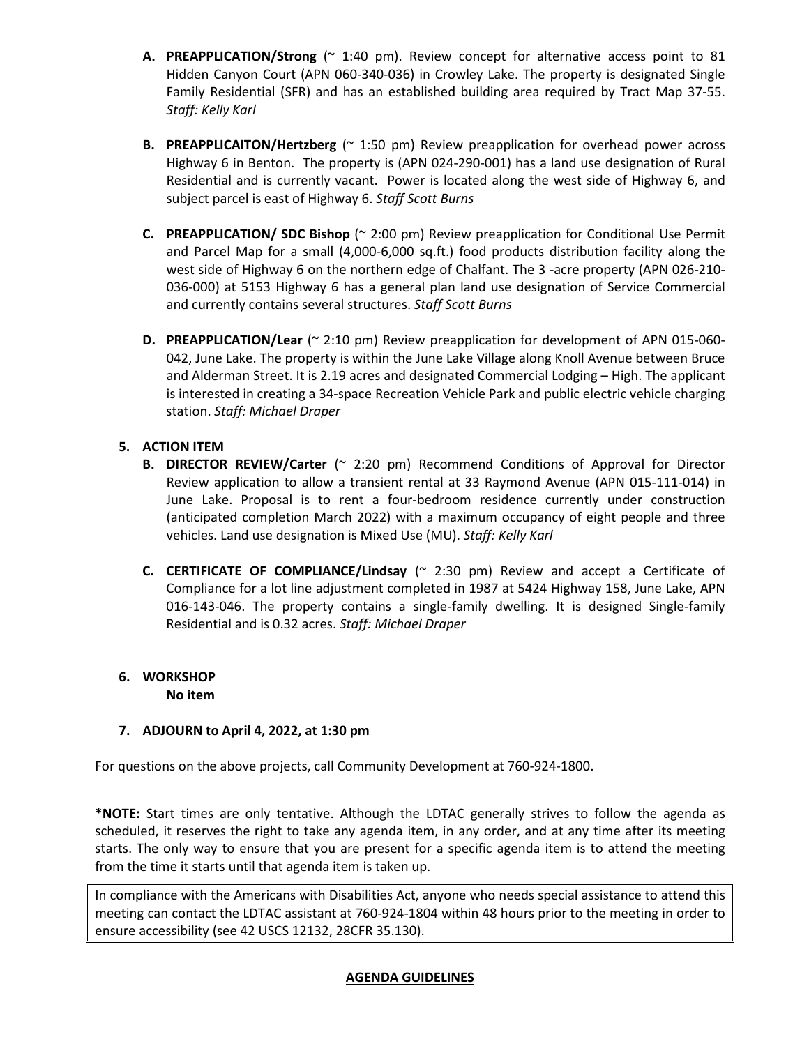- **A. PREAPPLICATION/Strong** (~ 1:40 pm). Review concept for alternative access point to 81 Hidden Canyon Court (APN 060-340-036) in Crowley Lake. The property is designated Single Family Residential (SFR) and has an established building area required by Tract Map 37-55. *Staff: Kelly Karl*

- **B. PREAPPLICAITON/Hertzberg** (~ 1:50 pm) Review preapplication for overhead power across Highway 6 in Benton. The property is (APN 024-290-001) has a land use designation of Rural Residential and is currently vacant. Power is located along the west side of Highway 6, and subject parcel is east of Highway 6. *Staff Scott Burns*

- **C. PREAPPLICATION/ SDC Bishop** (~ 2:00 pm) Review preapplication for Conditional Use Permit and Parcel Map for a small (4,000-6,000 sq.ft.) food products distribution facility along the west side of Highway 6 on the northern edge of Chalfant. The 3 -acre property (APN 026-210-036-000) at 5153 Highway 6 has a general plan land use designation of Service Commercial and currently contains several structures. *Staff Scott Burns*

- **D. PREAPPLICATION/Lear** (~ 2:10 pm) Review preapplication for development of APN 015-060-042, June Lake. The property is within the June Lake Village along Knoll Avenue between Bruce and Alderman Street. It is 2.19 acres and designated Commercial Lodging – High. The applicant is interested in creating a 34-space Recreation Vehicle Park and public electric vehicle charging station. *Staff: Michael Draper*

**5. ACTION ITEM**

- **B. DIRECTOR REVIEW/Carter** (~ 2:20 pm) Recommend Conditions of Approval for Director Review application to allow a transient rental at 33 Raymond Avenue (APN 015-111-014) in June Lake. Proposal is to rent a four-bedroom residence currently under construction (anticipated completion March 2022) with a maximum occupancy of eight people and three vehicles. Land use designation is Mixed Use (MU). *Staff: Kelly Karl*

- **C. CERTIFICATE OF COMPLIANCE/Lindsay** (~ 2:30 pm) Review and accept a Certificate of Compliance for a lot line adjustment completed in 1987 at 5424 Highway 158, June Lake, APN 016-143-046. The property contains a single-family dwelling. It is designed Single-family Residential and is 0.32 acres. *Staff: Michael Draper*

**6. WORKSHOP**
**No item**

**7. ADJOURN to April 4, 2022, at 1:30 pm**

For questions on the above projects, call Community Development at 760-924-1800.

***NOTE:** Start times are only tentative. Although the LDTAC generally strives to follow the agenda as scheduled, it reserves the right to take any agenda item, in any order, and at any time after its meeting starts. The only way to ensure that you are present for a specific agenda item is to attend the meeting from the time it starts until that agenda item is taken up.

In compliance with the Americans with Disabilities Act, anyone who needs special assistance to attend this meeting can contact the LDTAC assistant at 760-924-1804 within 48 hours prior to the meeting in order to ensure accessibility (see 42 USCS 12132, 28CFR 35.130).

**AGENDA GUIDELINES**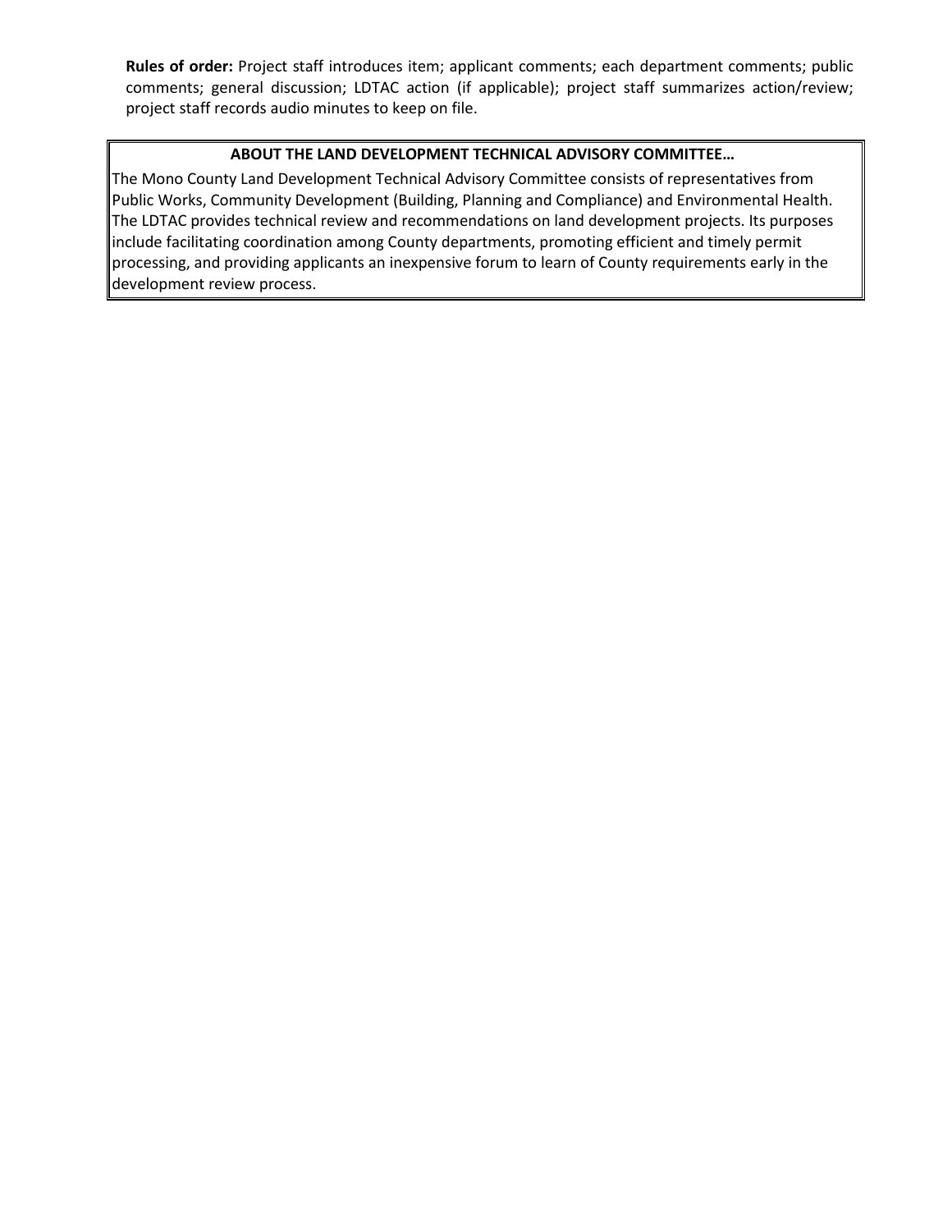**Rules of order:** Project staff introduces item; applicant comments; each department comments; public comments; general discussion; LDTAC action (if applicable); project staff summarizes action/review; project staff records audio minutes to keep on file.

**ABOUT THE LAND DEVELOPMENT TECHNICAL ADVISORY COMMITTEE…**

The Mono County Land Development Technical Advisory Committee consists of representatives from Public Works, Community Development (Building, Planning and Compliance) and Environmental Health. The LDTAC provides technical review and recommendations on land development projects. Its purposes include facilitating coordination among County departments, promoting efficient and timely permit processing, and providing applicants an inexpensive forum to learn of County requirements early in the development review process.